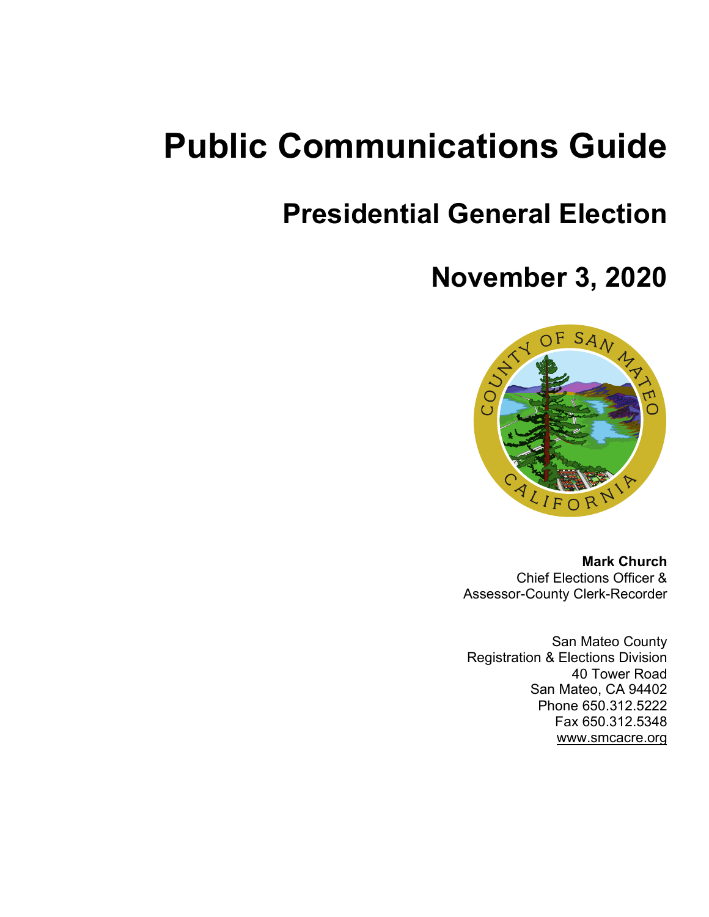# Public Communications Guide

## Presidential General Election

## November 3, 2020

**Mark Church**
Chief Elections Officer &
Assessor-County Clerk-Recorder

San Mateo County
Registration & Elections Division
40 Tower Road
San Mateo, CA 94402
Phone 650.312.5222
Fax 650.312.5348
www.smcacre.org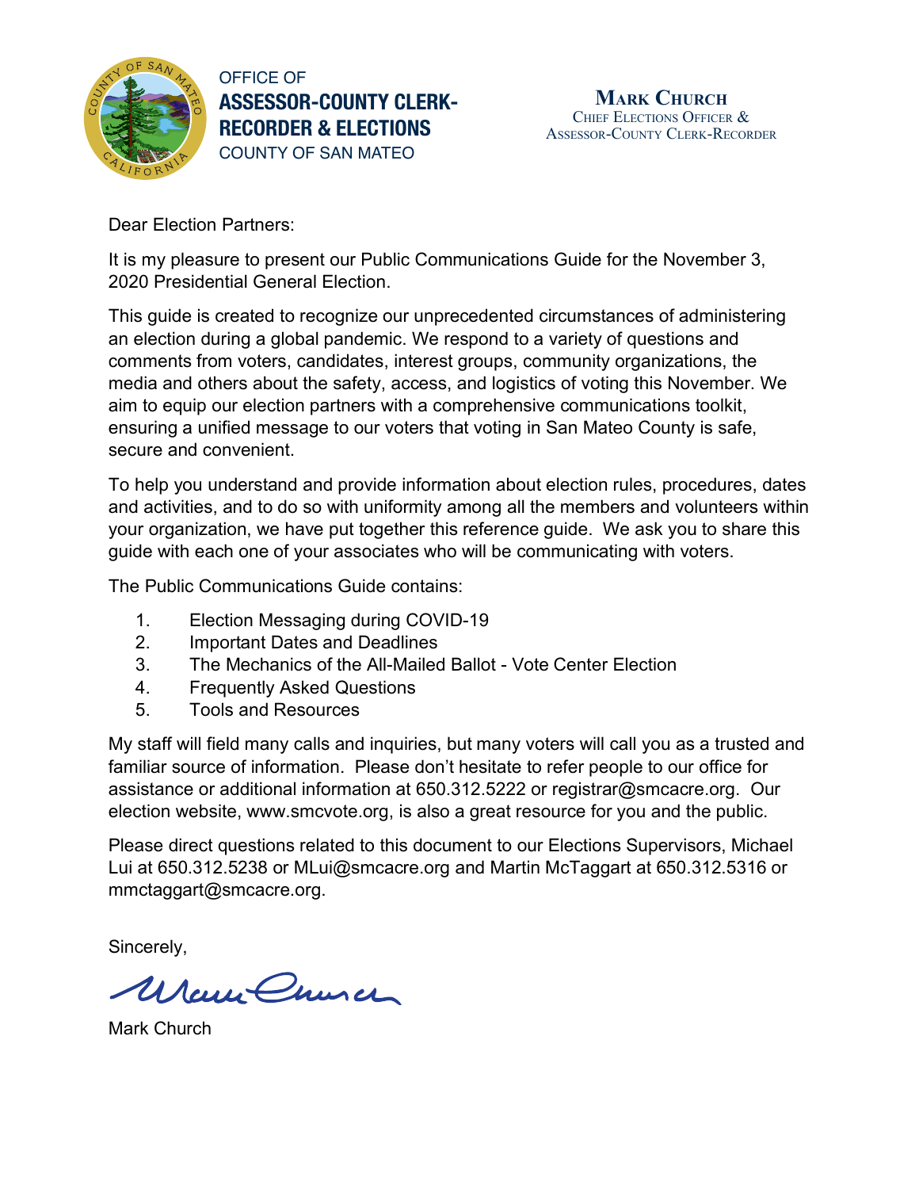OFFICE OF
**ASSESSOR-COUNTY CLERK-RECORDER & ELECTIONS**
COUNTY OF SAN MATEO

**MARK CHURCH**
CHIEF ELECTIONS OFFICER &
ASSESSOR-COUNTY CLERK-RECORDER

Dear Election Partners:

It is my pleasure to present our Public Communications Guide for the November 3, 2020 Presidential General Election.

This guide is created to recognize our unprecedented circumstances of administering an election during a global pandemic. We respond to a variety of questions and comments from voters, candidates, interest groups, community organizations, the media and others about the safety, access, and logistics of voting this November. We aim to equip our election partners with a comprehensive communications toolkit, ensuring a unified message to our voters that voting in San Mateo County is safe, secure and convenient.

To help you understand and provide information about election rules, procedures, dates and activities, and to do so with uniformity among all the members and volunteers within your organization, we have put together this reference guide. We ask you to share this guide with each one of your associates who will be communicating with voters.

The Public Communications Guide contains:

1. Election Messaging during COVID-19
2. Important Dates and Deadlines
3. The Mechanics of the All-Mailed Ballot - Vote Center Election
4. Frequently Asked Questions
5. Tools and Resources

My staff will field many calls and inquiries, but many voters will call you as a trusted and familiar source of information. Please don't hesitate to refer people to our office for assistance or additional information at 650.312.5222 or registrar@smcacre.org. Our election website, www.smcvote.org, is also a great resource for you and the public.

Please direct questions related to this document to our Elections Supervisors, Michael Lui at 650.312.5238 or MLui@smcacre.org and Martin McTaggart at 650.312.5316 or mmctaggart@smcacre.org.

Sincerely,

Mark Church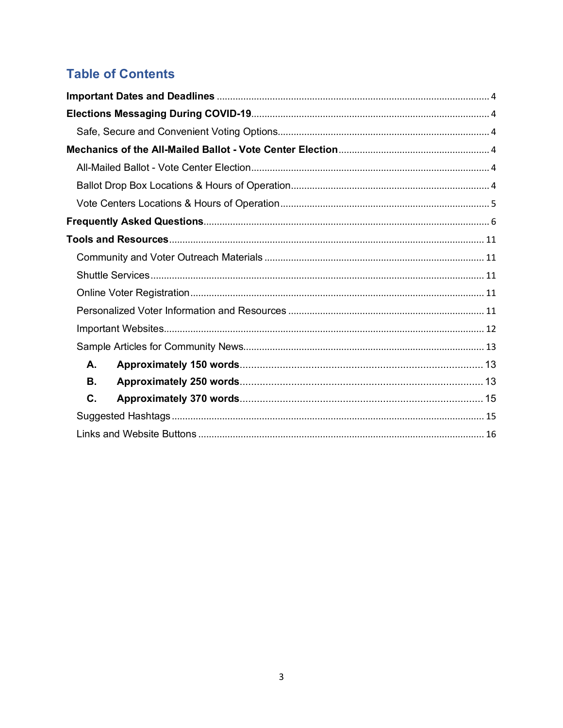## Table of Contents

**Important Dates and Deadlines** ........ 4

**Elections Messaging During COVID-19** ........ 4

- Safe, Secure and Convenient Voting Options ........ 4

**Mechanics of the All-Mailed Ballot - Vote Center Election** ........ 4

- All-Mailed Ballot - Vote Center Election ........ 4
- Ballot Drop Box Locations & Hours of Operation ........ 4
- Vote Centers Locations & Hours of Operation ........ 5

**Frequently Asked Questions** ........ 6

**Tools and Resources** ........ 11

- Community and Voter Outreach Materials ........ 11
- Shuttle Services ........ 11
- Online Voter Registration ........ 11
- Personalized Voter Information and Resources ........ 11
- Important Websites ........ 12
- Sample Articles for Community News ........ 13
  - **A. Approximately 150 words** ........ 13
  - **B. Approximately 250 words** ........ 13
  - **C. Approximately 370 words** ........ 15
- Suggested Hashtags ........ 15
- Links and Website Buttons ........ 16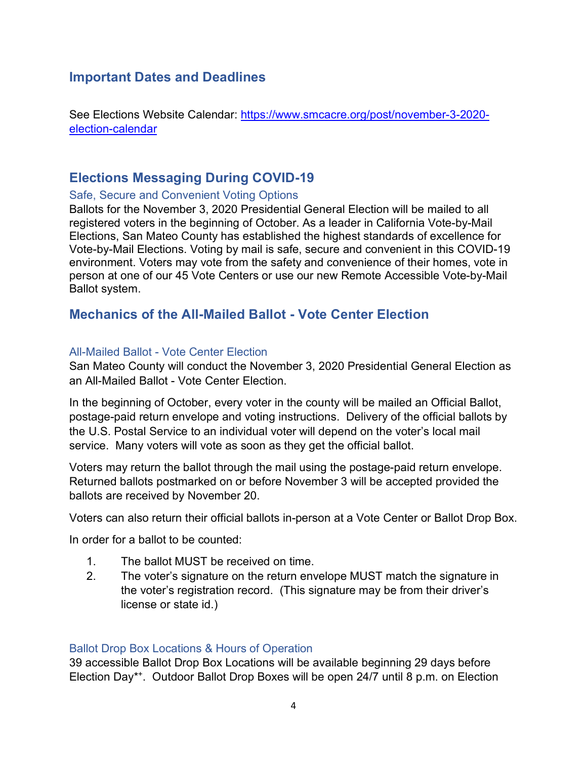## Important Dates and Deadlines

See Elections Website Calendar: https://www.smcacre.org/post/november-3-2020-election-calendar

## Elections Messaging During COVID-19

### Safe, Secure and Convenient Voting Options

Ballots for the November 3, 2020 Presidential General Election will be mailed to all registered voters in the beginning of October. As a leader in California Vote-by-Mail Elections, San Mateo County has established the highest standards of excellence for Vote-by-Mail Elections. Voting by mail is safe, secure and convenient in this COVID-19 environment. Voters may vote from the safety and convenience of their homes, vote in person at one of our 45 Vote Centers or use our new Remote Accessible Vote-by-Mail Ballot system.

## Mechanics of the All-Mailed Ballot - Vote Center Election

### All-Mailed Ballot - Vote Center Election

San Mateo County will conduct the November 3, 2020 Presidential General Election as an All-Mailed Ballot - Vote Center Election.

In the beginning of October, every voter in the county will be mailed an Official Ballot, postage-paid return envelope and voting instructions. Delivery of the official ballots by the U.S. Postal Service to an individual voter will depend on the voter's local mail service. Many voters will vote as soon as they get the official ballot.

Voters may return the ballot through the mail using the postage-paid return envelope. Returned ballots postmarked on or before November 3 will be accepted provided the ballots are received by November 20.

Voters can also return their official ballots in-person at a Vote Center or Ballot Drop Box.

In order for a ballot to be counted:

1. The ballot MUST be received on time.
2. The voter's signature on the return envelope MUST match the signature in the voter's registration record. (This signature may be from their driver's license or state id.)

### Ballot Drop Box Locations & Hours of Operation

39 accessible Ballot Drop Box Locations will be available beginning 29 days before Election Day*⁺. Outdoor Ballot Drop Boxes will be open 24/7 until 8 p.m. on Election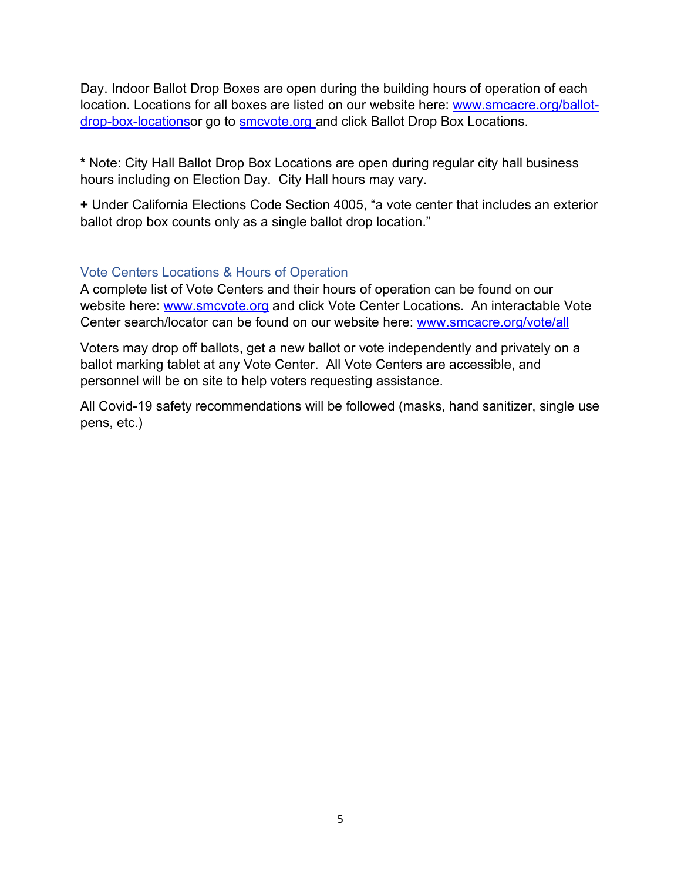Day. Indoor Ballot Drop Boxes are open during the building hours of operation of each location. Locations for all boxes are listed on our website here: [www.smcacre.org/ballot-drop-box-locations](http://www.smcacre.org/ballot-drop-box-locations)or go to [smcvote.org](http://smcvote.org) and click Ballot Drop Box Locations.

**\*** Note: City Hall Ballot Drop Box Locations are open during regular city hall business hours including on Election Day. City Hall hours may vary.

**+** Under California Elections Code Section 4005, "a vote center that includes an exterior ballot drop box counts only as a single ballot drop location."

## Vote Centers Locations & Hours of Operation

A complete list of Vote Centers and their hours of operation can be found on our website here: [www.smcvote.org](http://www.smcvote.org) and click Vote Center Locations. An interactable Vote Center search/locator can be found on our website here: [www.smcacre.org/vote/all](http://www.smcacre.org/vote/all)

Voters may drop off ballots, get a new ballot or vote independently and privately on a ballot marking tablet at any Vote Center. All Vote Centers are accessible, and personnel will be on site to help voters requesting assistance.

All Covid-19 safety recommendations will be followed (masks, hand sanitizer, single use pens, etc.)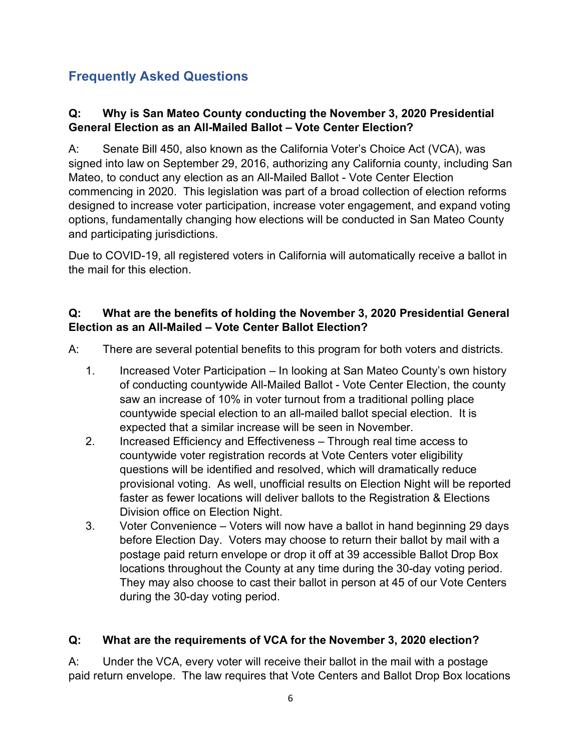## Frequently Asked Questions

**Q: Why is San Mateo County conducting the November 3, 2020 Presidential General Election as an All-Mailed Ballot – Vote Center Election?**

A: Senate Bill 450, also known as the California Voter's Choice Act (VCA), was signed into law on September 29, 2016, authorizing any California county, including San Mateo, to conduct any election as an All-Mailed Ballot - Vote Center Election commencing in 2020. This legislation was part of a broad collection of election reforms designed to increase voter participation, increase voter engagement, and expand voting options, fundamentally changing how elections will be conducted in San Mateo County and participating jurisdictions.

Due to COVID-19, all registered voters in California will automatically receive a ballot in the mail for this election.

**Q: What are the benefits of holding the November 3, 2020 Presidential General Election as an All-Mailed – Vote Center Ballot Election?**

A: There are several potential benefits to this program for both voters and districts.

1. Increased Voter Participation – In looking at San Mateo County's own history of conducting countywide All-Mailed Ballot - Vote Center Election, the county saw an increase of 10% in voter turnout from a traditional polling place countywide special election to an all-mailed ballot special election. It is expected that a similar increase will be seen in November.
2. Increased Efficiency and Effectiveness – Through real time access to countywide voter registration records at Vote Centers voter eligibility questions will be identified and resolved, which will dramatically reduce provisional voting. As well, unofficial results on Election Night will be reported faster as fewer locations will deliver ballots to the Registration & Elections Division office on Election Night.
3. Voter Convenience – Voters will now have a ballot in hand beginning 29 days before Election Day. Voters may choose to return their ballot by mail with a postage paid return envelope or drop it off at 39 accessible Ballot Drop Box locations throughout the County at any time during the 30-day voting period. They may also choose to cast their ballot in person at 45 of our Vote Centers during the 30-day voting period.

**Q: What are the requirements of VCA for the November 3, 2020 election?**

A: Under the VCA, every voter will receive their ballot in the mail with a postage paid return envelope. The law requires that Vote Centers and Ballot Drop Box locations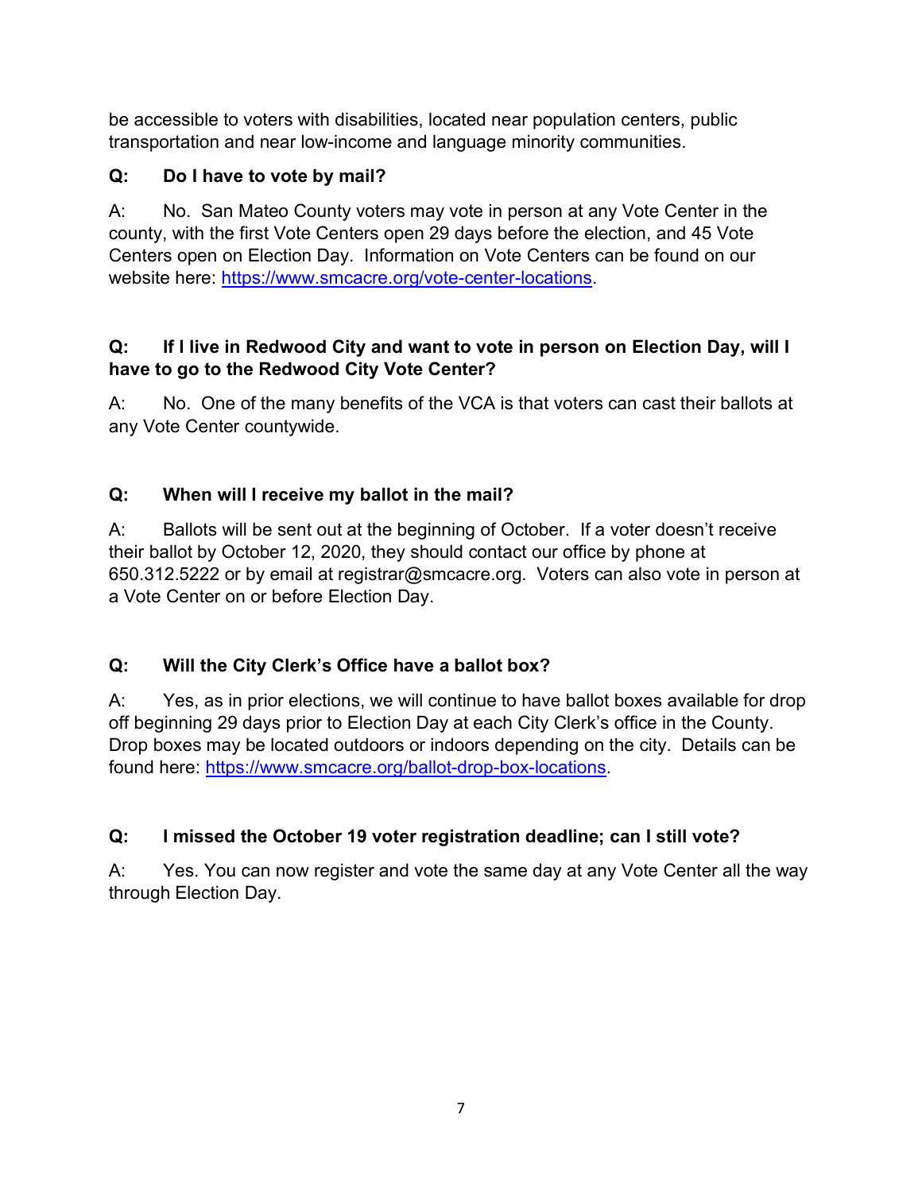be accessible to voters with disabilities, located near population centers, public transportation and near low-income and language minority communities.

**Q: Do I have to vote by mail?**

A: No. San Mateo County voters may vote in person at any Vote Center in the county, with the first Vote Centers open 29 days before the election, and 45 Vote Centers open on Election Day. Information on Vote Centers can be found on our website here: [https://www.smcacre.org/vote-center-locations](https://www.smcacre.org/vote-center-locations).

**Q: If I live in Redwood City and want to vote in person on Election Day, will I have to go to the Redwood City Vote Center?**

A: No. One of the many benefits of the VCA is that voters can cast their ballots at any Vote Center countywide.

**Q: When will I receive my ballot in the mail?**

A: Ballots will be sent out at the beginning of October. If a voter doesn't receive their ballot by October 12, 2020, they should contact our office by phone at 650.312.5222 or by email at registrar@smcacre.org. Voters can also vote in person at a Vote Center on or before Election Day.

**Q: Will the City Clerk's Office have a ballot box?**

A: Yes, as in prior elections, we will continue to have ballot boxes available for drop off beginning 29 days prior to Election Day at each City Clerk's office in the County. Drop boxes may be located outdoors or indoors depending on the city. Details can be found here: [https://www.smcacre.org/ballot-drop-box-locations](https://www.smcacre.org/ballot-drop-box-locations).

**Q: I missed the October 19 voter registration deadline; can I still vote?**

A: Yes. You can now register and vote the same day at any Vote Center all the way through Election Day.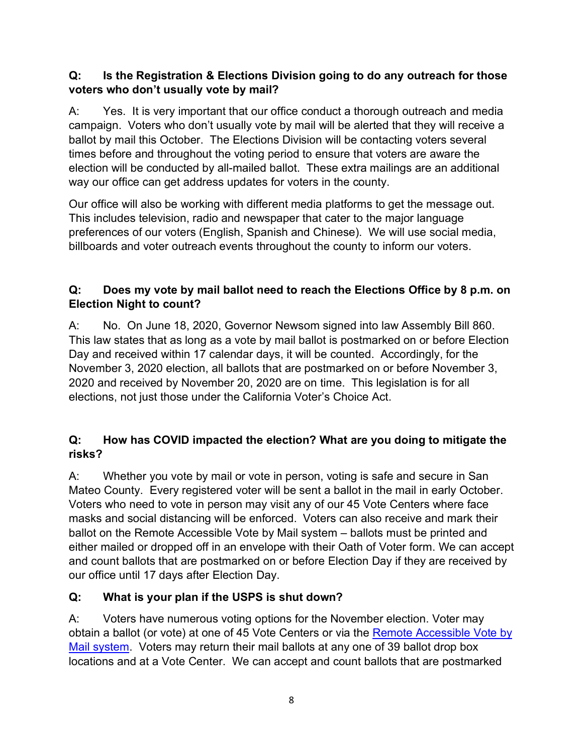**Q: Is the Registration & Elections Division going to do any outreach for those voters who don't usually vote by mail?**

A: Yes. It is very important that our office conduct a thorough outreach and media campaign. Voters who don't usually vote by mail will be alerted that they will receive a ballot by mail this October. The Elections Division will be contacting voters several times before and throughout the voting period to ensure that voters are aware the election will be conducted by all-mailed ballot. These extra mailings are an additional way our office can get address updates for voters in the county.

Our office will also be working with different media platforms to get the message out. This includes television, radio and newspaper that cater to the major language preferences of our voters (English, Spanish and Chinese). We will use social media, billboards and voter outreach events throughout the county to inform our voters.

**Q: Does my vote by mail ballot need to reach the Elections Office by 8 p.m. on Election Night to count?**

A: No. On June 18, 2020, Governor Newsom signed into law Assembly Bill 860. This law states that as long as a vote by mail ballot is postmarked on or before Election Day and received within 17 calendar days, it will be counted. Accordingly, for the November 3, 2020 election, all ballots that are postmarked on or before November 3, 2020 and received by November 20, 2020 are on time. This legislation is for all elections, not just those under the California Voter's Choice Act.

**Q: How has COVID impacted the election? What are you doing to mitigate the risks?**

A: Whether you vote by mail or vote in person, voting is safe and secure in San Mateo County. Every registered voter will be sent a ballot in the mail in early October. Voters who need to vote in person may visit any of our 45 Vote Centers where face masks and social distancing will be enforced. Voters can also receive and mark their ballot on the Remote Accessible Vote by Mail system – ballots must be printed and either mailed or dropped off in an envelope with their Oath of Voter form. We can accept and count ballots that are postmarked on or before Election Day if they are received by our office until 17 days after Election Day.

**Q: What is your plan if the USPS is shut down?**

A: Voters have numerous voting options for the November election. Voter may obtain a ballot (or vote) at one of 45 Vote Centers or via the [Remote Accessible Vote by Mail system]. Voters may return their mail ballots at any one of 39 ballot drop box locations and at a Vote Center. We can accept and count ballots that are postmarked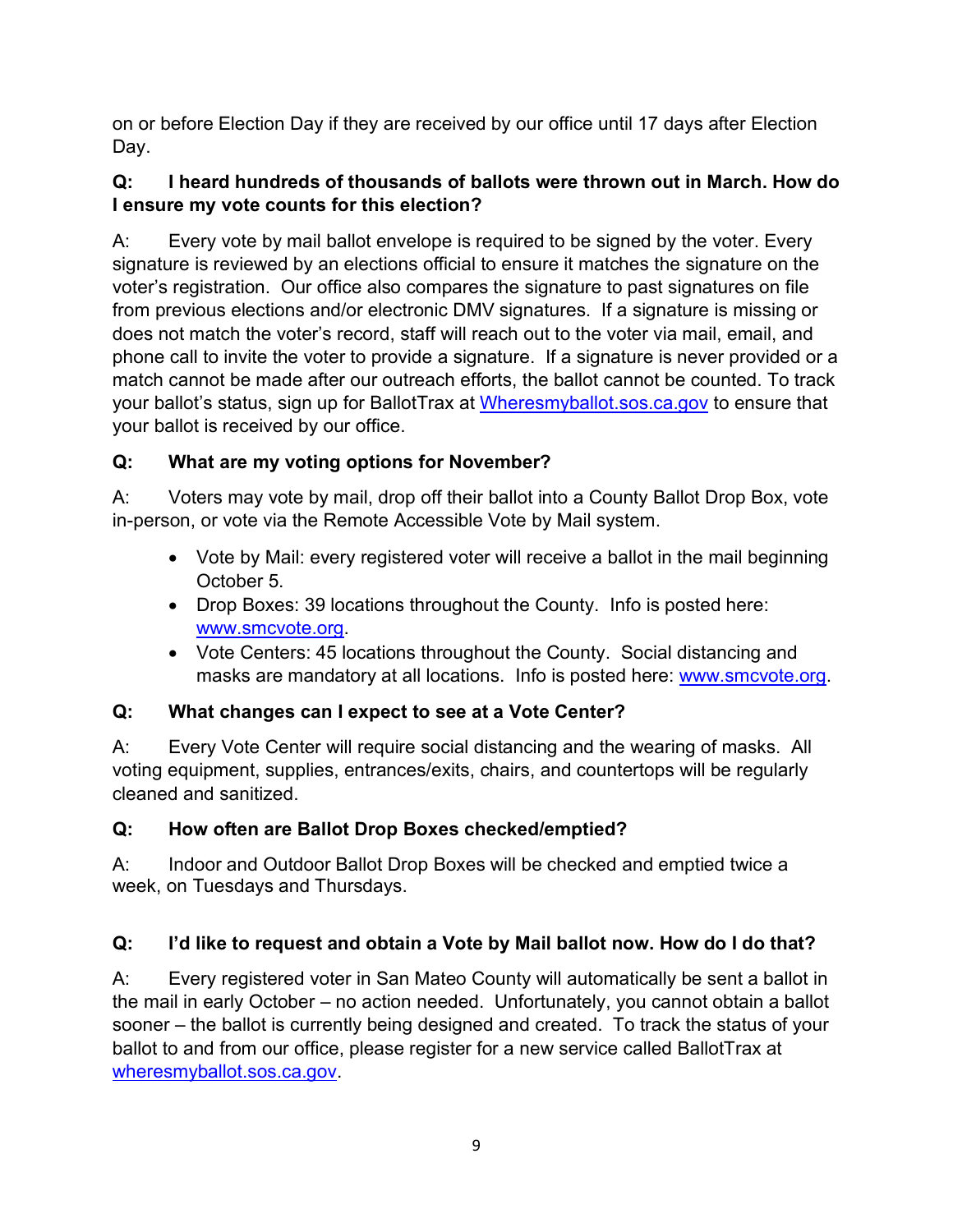on or before Election Day if they are received by our office until 17 days after Election Day.

**Q: I heard hundreds of thousands of ballots were thrown out in March. How do I ensure my vote counts for this election?**

A: Every vote by mail ballot envelope is required to be signed by the voter. Every signature is reviewed by an elections official to ensure it matches the signature on the voter's registration. Our office also compares the signature to past signatures on file from previous elections and/or electronic DMV signatures. If a signature is missing or does not match the voter's record, staff will reach out to the voter via mail, email, and phone call to invite the voter to provide a signature. If a signature is never provided or a match cannot be made after our outreach efforts, the ballot cannot be counted. To track your ballot's status, sign up for BallotTrax at [Wheresmyballot.sos.ca.gov](Wheresmyballot.sos.ca.gov) to ensure that your ballot is received by our office.

**Q: What are my voting options for November?**

A: Voters may vote by mail, drop off their ballot into a County Ballot Drop Box, vote in-person, or vote via the Remote Accessible Vote by Mail system.

- Vote by Mail: every registered voter will receive a ballot in the mail beginning October 5.
- Drop Boxes: 39 locations throughout the County. Info is posted here: [www.smcvote.org](www.smcvote.org).
- Vote Centers: 45 locations throughout the County. Social distancing and masks are mandatory at all locations. Info is posted here: [www.smcvote.org](www.smcvote.org).

**Q: What changes can I expect to see at a Vote Center?**

A: Every Vote Center will require social distancing and the wearing of masks. All voting equipment, supplies, entrances/exits, chairs, and countertops will be regularly cleaned and sanitized.

**Q: How often are Ballot Drop Boxes checked/emptied?**

A: Indoor and Outdoor Ballot Drop Boxes will be checked and emptied twice a week, on Tuesdays and Thursdays.

**Q: I'd like to request and obtain a Vote by Mail ballot now. How do I do that?**

A: Every registered voter in San Mateo County will automatically be sent a ballot in the mail in early October – no action needed. Unfortunately, you cannot obtain a ballot sooner – the ballot is currently being designed and created. To track the status of your ballot to and from our office, please register for a new service called BallotTrax at [wheresmyballot.sos.ca.gov](wheresmyballot.sos.ca.gov).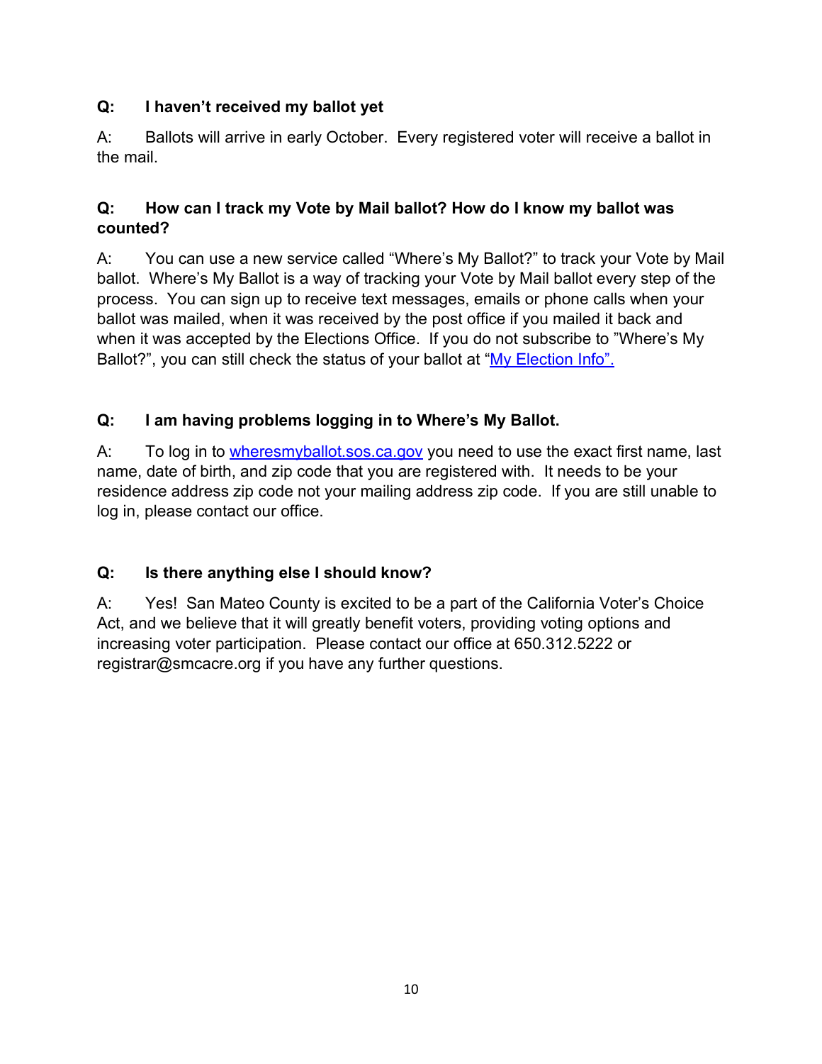**Q: I haven't received my ballot yet**

A: Ballots will arrive in early October. Every registered voter will receive a ballot in the mail.

**Q: How can I track my Vote by Mail ballot? How do I know my ballot was counted?**

A: You can use a new service called "Where's My Ballot?" to track your Vote by Mail ballot. Where's My Ballot is a way of tracking your Vote by Mail ballot every step of the process. You can sign up to receive text messages, emails or phone calls when your ballot was mailed, when it was received by the post office if you mailed it back and when it was accepted by the Elections Office. If you do not subscribe to "Where's My Ballot?", you can still check the status of your ballot at "My Election Info".

**Q: I am having problems logging in to Where's My Ballot.**

A: To log in to wheresmyballot.sos.ca.gov you need to use the exact first name, last name, date of birth, and zip code that you are registered with. It needs to be your residence address zip code not your mailing address zip code. If you are still unable to log in, please contact our office.

**Q: Is there anything else I should know?**

A: Yes! San Mateo County is excited to be a part of the California Voter's Choice Act, and we believe that it will greatly benefit voters, providing voting options and increasing voter participation. Please contact our office at 650.312.5222 or registrar@smcacre.org if you have any further questions.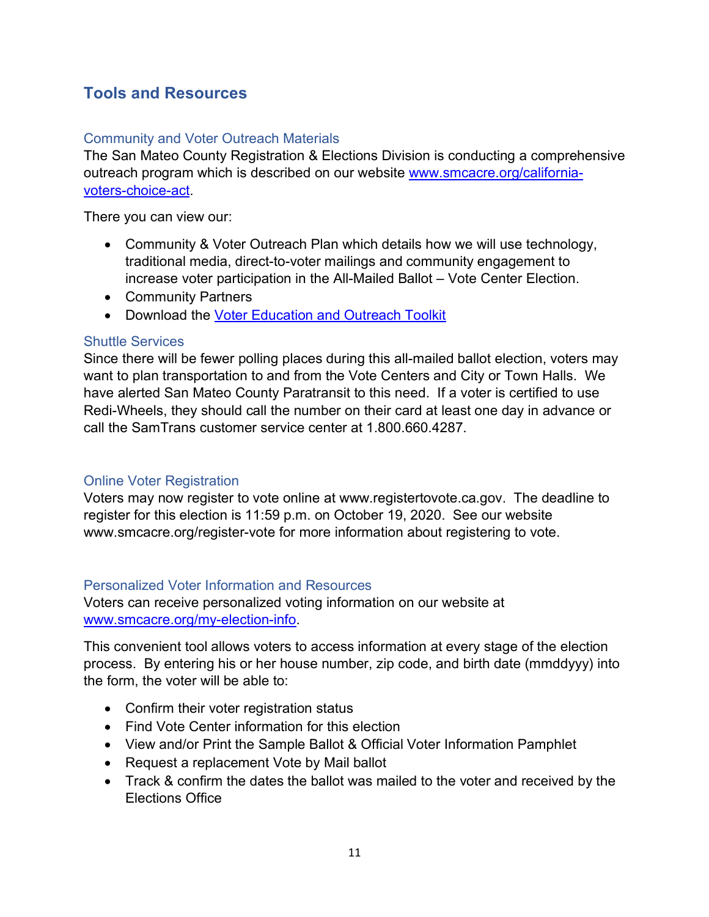## Tools and Resources

### Community and Voter Outreach Materials

The San Mateo County Registration & Elections Division is conducting a comprehensive outreach program which is described on our website [www.smcacre.org/california-voters-choice-act](www.smcacre.org/california-voters-choice-act).

There you can view our:

- Community & Voter Outreach Plan which details how we will use technology, traditional media, direct-to-voter mailings and community engagement to increase voter participation in the All-Mailed Ballot – Vote Center Election.
- Community Partners
- Download the Voter Education and Outreach Toolkit

### Shuttle Services

Since there will be fewer polling places during this all-mailed ballot election, voters may want to plan transportation to and from the Vote Centers and City or Town Halls. We have alerted San Mateo County Paratransit to this need. If a voter is certified to use Redi-Wheels, they should call the number on their card at least one day in advance or call the SamTrans customer service center at 1.800.660.4287.

### Online Voter Registration

Voters may now register to vote online at www.registertovote.ca.gov. The deadline to register for this election is 11:59 p.m. on October 19, 2020. See our website www.smcacre.org/register-vote for more information about registering to vote.

### Personalized Voter Information and Resources

Voters can receive personalized voting information on our website at [www.smcacre.org/my-election-info](www.smcacre.org/my-election-info).

This convenient tool allows voters to access information at every stage of the election process. By entering his or her house number, zip code, and birth date (mmddyyy) into the form, the voter will be able to:

- Confirm their voter registration status
- Find Vote Center information for this election
- View and/or Print the Sample Ballot & Official Voter Information Pamphlet
- Request a replacement Vote by Mail ballot
- Track & confirm the dates the ballot was mailed to the voter and received by the Elections Office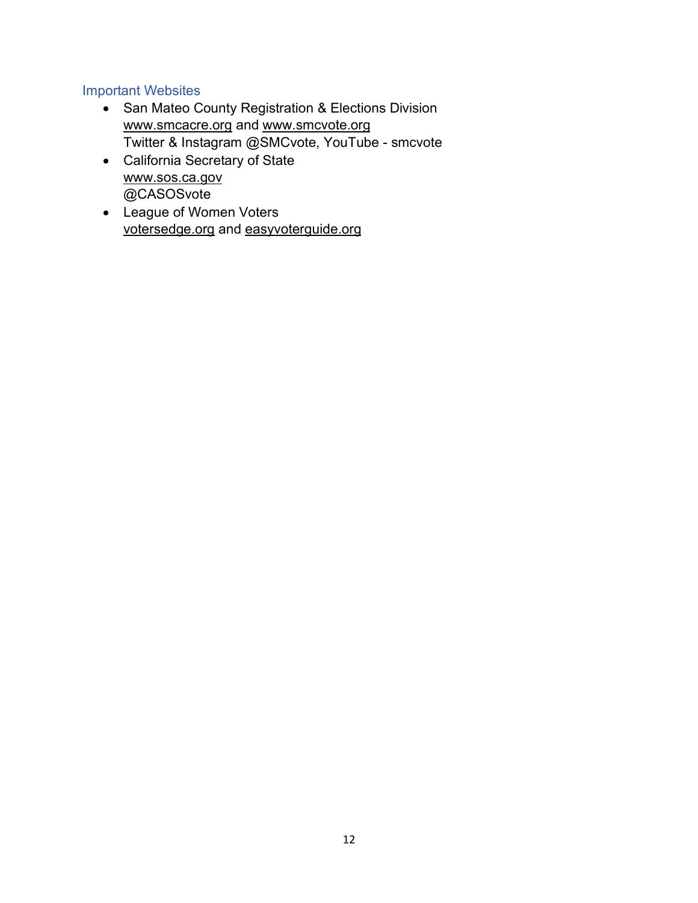## Important Websites

- San Mateo County Registration & Elections Division
  www.smcacre.org and www.smcvote.org
  Twitter & Instagram @SMCvote, YouTube - smcvote
- California Secretary of State
  www.sos.ca.gov
  @CASOSvote
- League of Women Voters
  votersedge.org and easyvoterguide.org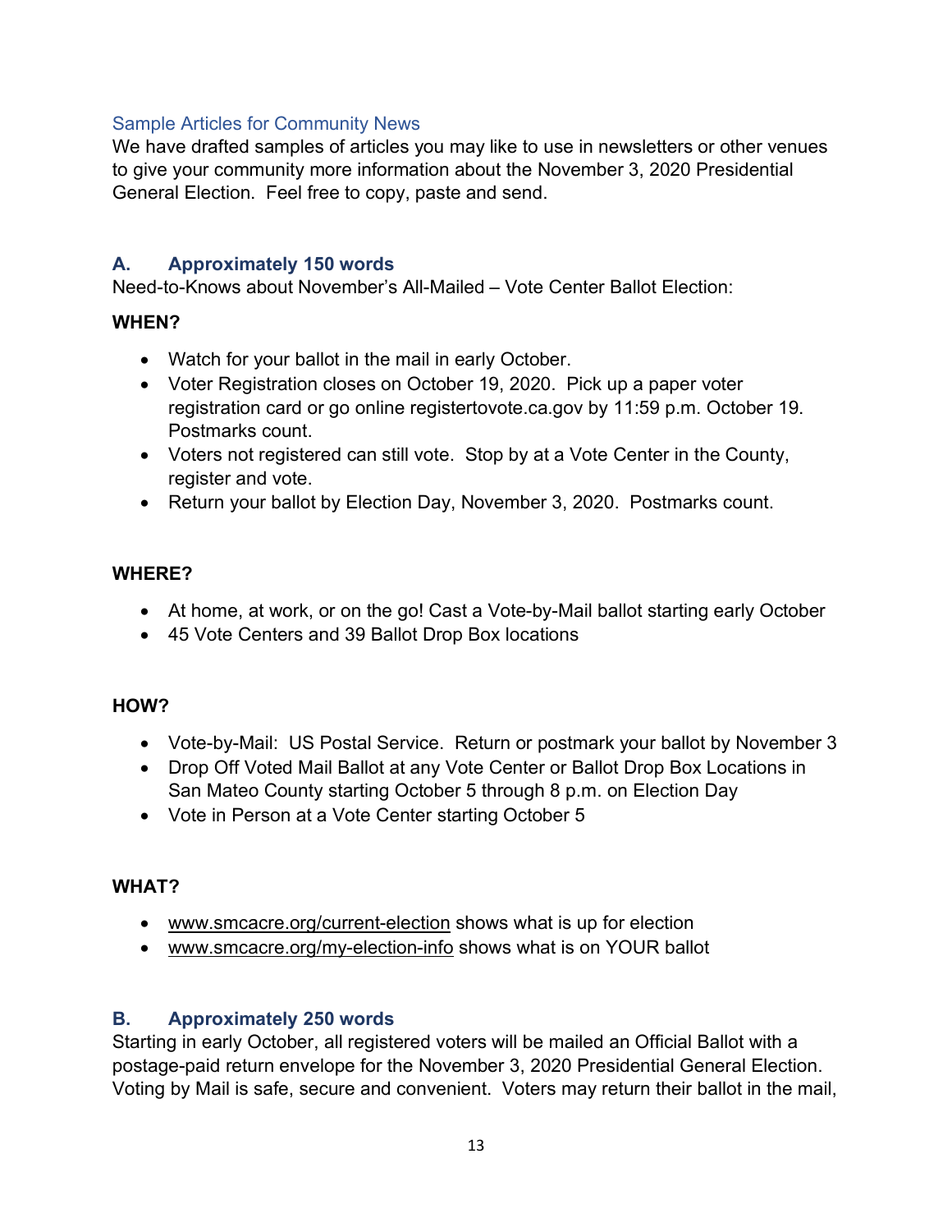## Sample Articles for Community News

We have drafted samples of articles you may like to use in newsletters or other venues to give your community more information about the November 3, 2020 Presidential General Election. Feel free to copy, paste and send.

### A. Approximately 150 words

Need-to-Knows about November's All-Mailed – Vote Center Ballot Election:

**WHEN?**

- Watch for your ballot in the mail in early October.
- Voter Registration closes on October 19, 2020. Pick up a paper voter registration card or go online registertovote.ca.gov by 11:59 p.m. October 19. Postmarks count.
- Voters not registered can still vote. Stop by at a Vote Center in the County, register and vote.
- Return your ballot by Election Day, November 3, 2020. Postmarks count.

**WHERE?**

- At home, at work, or on the go! Cast a Vote-by-Mail ballot starting early October
- 45 Vote Centers and 39 Ballot Drop Box locations

**HOW?**

- Vote-by-Mail: US Postal Service. Return or postmark your ballot by November 3
- Drop Off Voted Mail Ballot at any Vote Center or Ballot Drop Box Locations in San Mateo County starting October 5 through 8 p.m. on Election Day
- Vote in Person at a Vote Center starting October 5

**WHAT?**

- www.smcacre.org/current-election shows what is up for election
- www.smcacre.org/my-election-info shows what is on YOUR ballot

### B. Approximately 250 words

Starting in early October, all registered voters will be mailed an Official Ballot with a postage-paid return envelope for the November 3, 2020 Presidential General Election. Voting by Mail is safe, secure and convenient. Voters may return their ballot in the mail,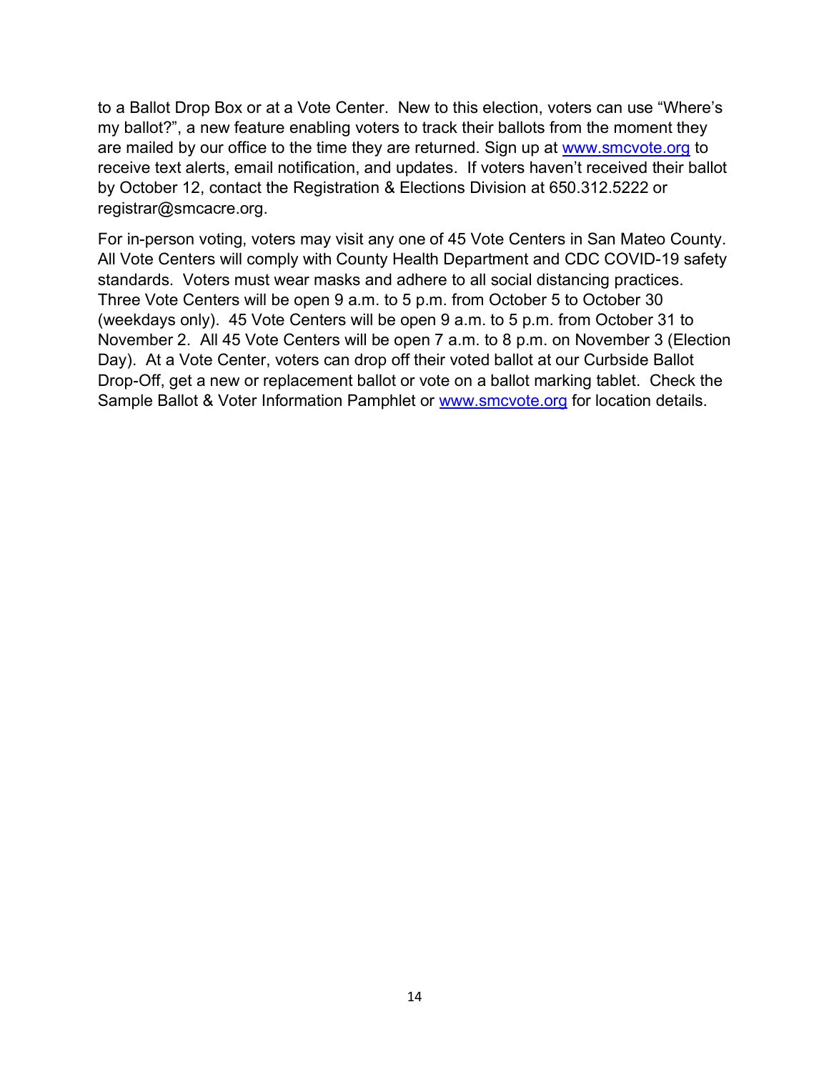to a Ballot Drop Box or at a Vote Center. New to this election, voters can use "Where's my ballot?", a new feature enabling voters to track their ballots from the moment they are mailed by our office to the time they are returned. Sign up at www.smcvote.org to receive text alerts, email notification, and updates. If voters haven't received their ballot by October 12, contact the Registration & Elections Division at 650.312.5222 or registrar@smcacre.org.

For in-person voting, voters may visit any one of 45 Vote Centers in San Mateo County. All Vote Centers will comply with County Health Department and CDC COVID-19 safety standards. Voters must wear masks and adhere to all social distancing practices. Three Vote Centers will be open 9 a.m. to 5 p.m. from October 5 to October 30 (weekdays only). 45 Vote Centers will be open 9 a.m. to 5 p.m. from October 31 to November 2. All 45 Vote Centers will be open 7 a.m. to 8 p.m. on November 3 (Election Day). At a Vote Center, voters can drop off their voted ballot at our Curbside Ballot Drop-Off, get a new or replacement ballot or vote on a ballot marking tablet. Check the Sample Ballot & Voter Information Pamphlet or www.smcvote.org for location details.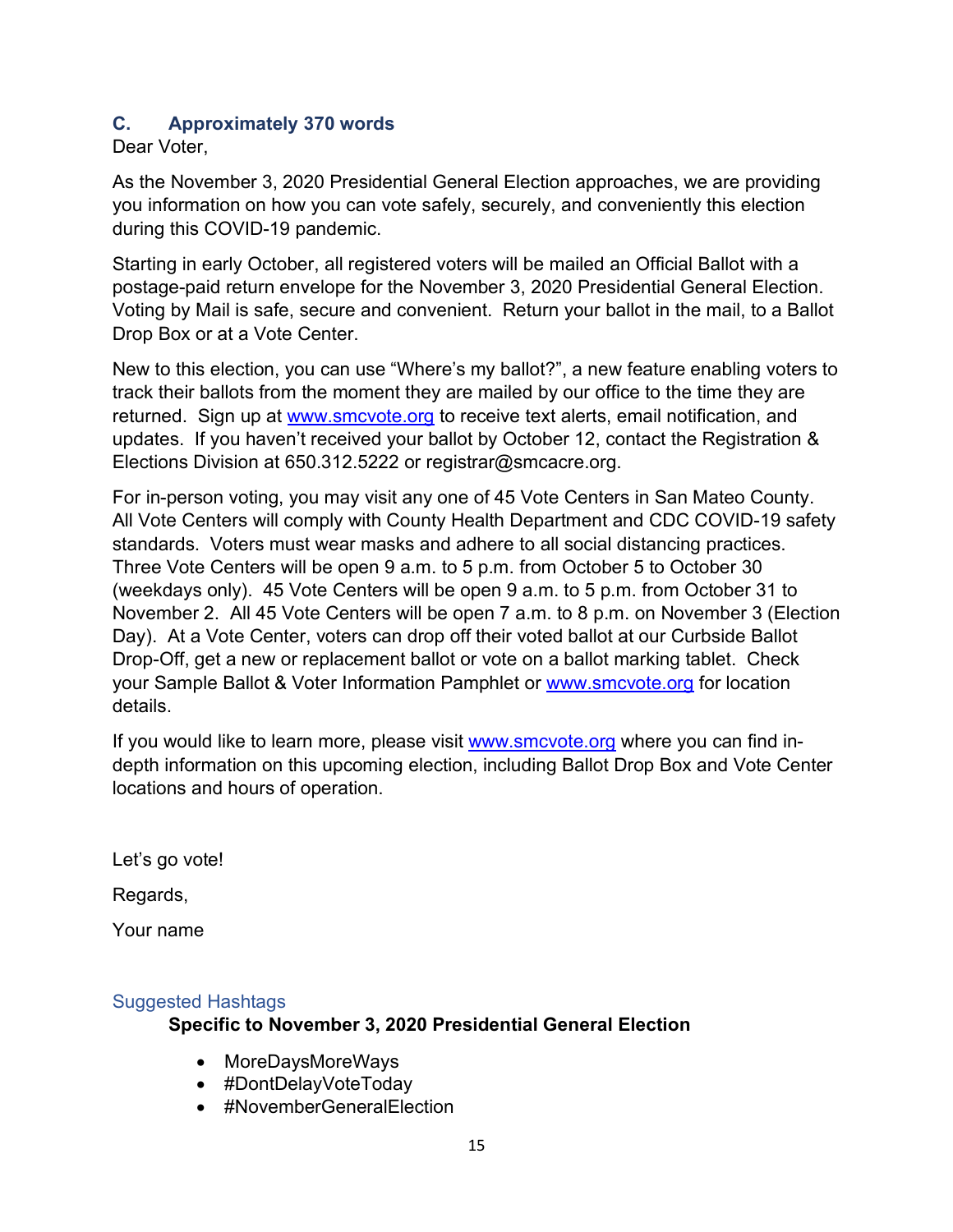## C. Approximately 370 words

Dear Voter,

As the November 3, 2020 Presidential General Election approaches, we are providing you information on how you can vote safely, securely, and conveniently this election during this COVID-19 pandemic.

Starting in early October, all registered voters will be mailed an Official Ballot with a postage-paid return envelope for the November 3, 2020 Presidential General Election. Voting by Mail is safe, secure and convenient. Return your ballot in the mail, to a Ballot Drop Box or at a Vote Center.

New to this election, you can use "Where's my ballot?", a new feature enabling voters to track their ballots from the moment they are mailed by our office to the time they are returned. Sign up at www.smcvote.org to receive text alerts, email notification, and updates. If you haven't received your ballot by October 12, contact the Registration & Elections Division at 650.312.5222 or registrar@smcacre.org.

For in-person voting, you may visit any one of 45 Vote Centers in San Mateo County. All Vote Centers will comply with County Health Department and CDC COVID-19 safety standards. Voters must wear masks and adhere to all social distancing practices. Three Vote Centers will be open 9 a.m. to 5 p.m. from October 5 to October 30 (weekdays only). 45 Vote Centers will be open 9 a.m. to 5 p.m. from October 31 to November 2. All 45 Vote Centers will be open 7 a.m. to 8 p.m. on November 3 (Election Day). At a Vote Center, voters can drop off their voted ballot at our Curbside Ballot Drop-Off, get a new or replacement ballot or vote on a ballot marking tablet. Check your Sample Ballot & Voter Information Pamphlet or www.smcvote.org for location details.

If you would like to learn more, please visit www.smcvote.org where you can find in-depth information on this upcoming election, including Ballot Drop Box and Vote Center locations and hours of operation.

Let's go vote!

Regards,

Your name

### Suggested Hashtags

**Specific to November 3, 2020 Presidential General Election**

- MoreDaysMoreWays
- #DontDelayVoteToday
- #NovemberGeneralElection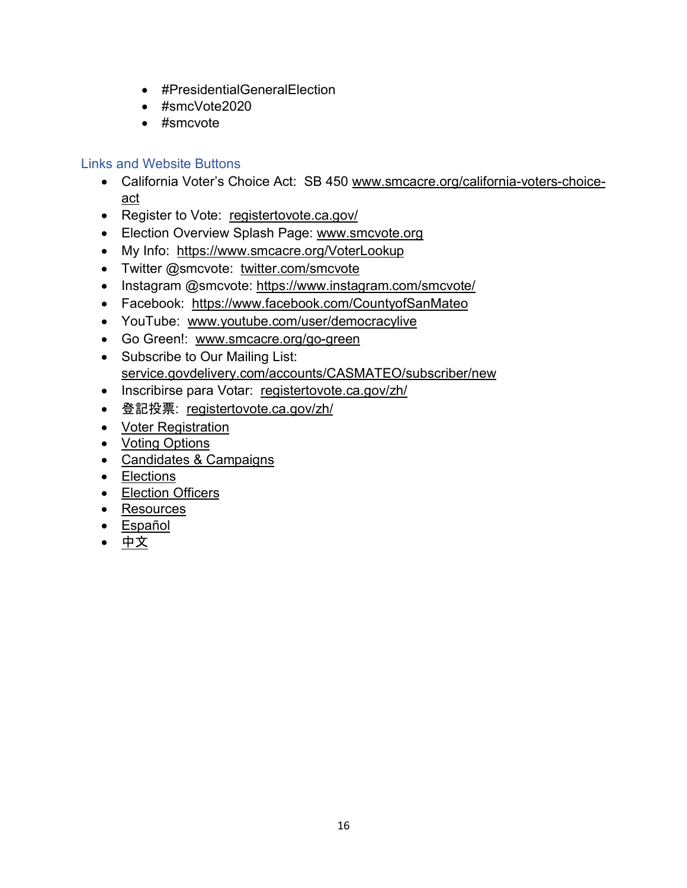- #PresidentialGeneralElection
- #smcVote2020
- #smcvote

### Links and Website Buttons

- California Voter's Choice Act: SB 450 www.smcacre.org/california-voters-choice-act
- Register to Vote: registertovote.ca.gov/
- Election Overview Splash Page: www.smcvote.org
- My Info: https://www.smcacre.org/VoterLookup
- Twitter @smcvote: twitter.com/smcvote
- Instagram @smcvote: https://www.instagram.com/smcvote/
- Facebook: https://www.facebook.com/CountyofSanMateo
- YouTube: www.youtube.com/user/democracylive
- Go Green!: www.smcacre.org/go-green
- Subscribe to Our Mailing List: service.govdelivery.com/accounts/CASMATEO/subscriber/new
- Inscribirse para Votar: registertovote.ca.gov/zh/
- 登記投票: registertovote.ca.gov/zh/
- Voter Registration
- Voting Options
- Candidates & Campaigns
- Elections
- Election Officers
- Resources
- Español
- 中文